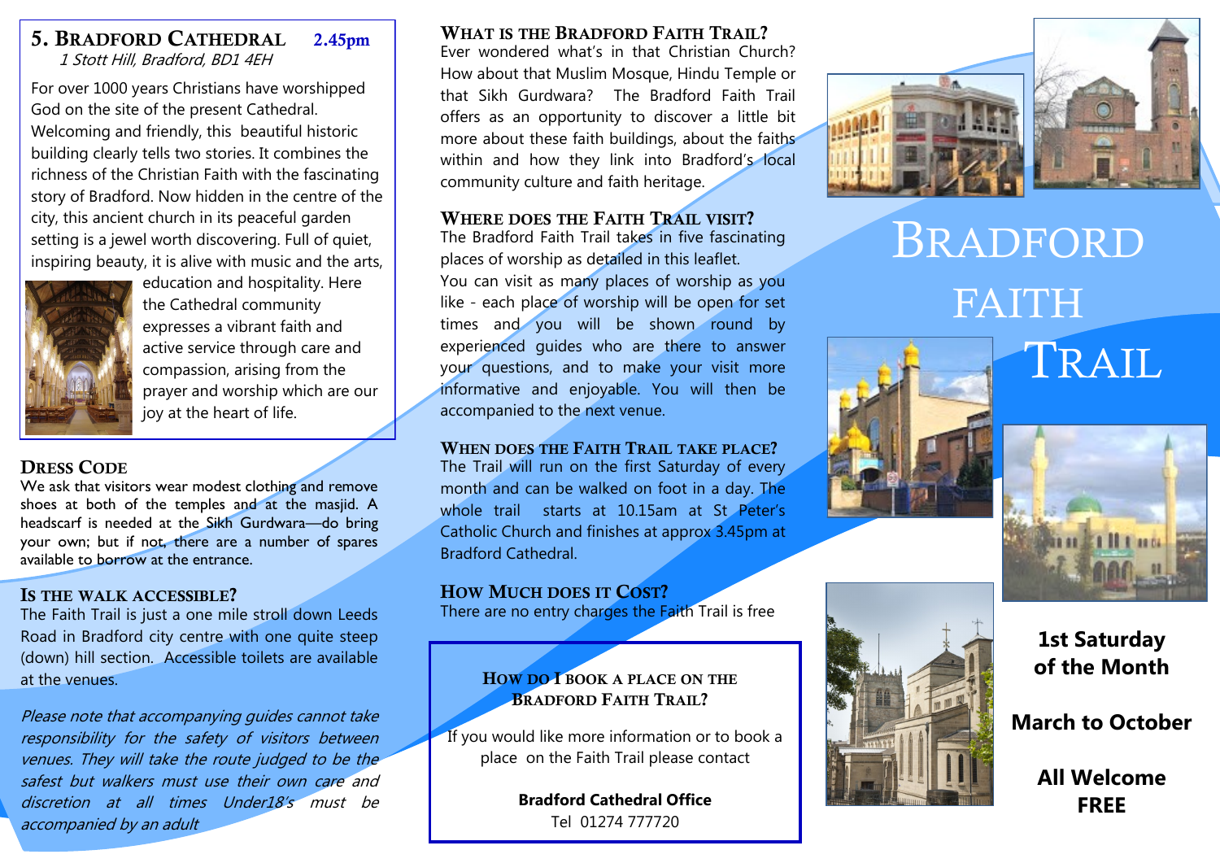## 5. Bradford Cathedral 2.45pm

*1 Stott Hill, Bradford, BD1 4EH*

For over 1000 years Christians have worshipped God on the site of the present Cathedral. Welcoming and friendly, this beautiful historic building clearly tells two stories. It combines the richness of the Christian Faith with the fascinating story of Bradford. Now hidden in the centre of the city, this ancient church in its peaceful garden setting is a jewel worth discovering. Full of quiet, inspiring beauty, it is alive with music and the arts, education and hospitality. Here the Cathedral community expresses a vibrant faith and active service through care and compassion, arising from the prayer and worship which are our joy at the heart of life.

## Dress Code

We ask that visitors wear modest clothing and remove shoes at both of the temples and at the masjid. A headscarf is needed at the Sikh Gurdwara—do bring your own; but if not, there are a number of spares available to borrow at the entrance.

## Is the walk accessible?

The Faith Trail is just a one mile stroll down Leeds Road in Bradford city centre with one quite steep (down) hill section. Accessible toilets are available at the venues.

*Please note that accompanying guides cannot take responsibility for the safety of visitors between venues. They will take the route judged to be the safest but walkers must use their own care and discretion at all times Under18's must be accompanied by an adult*

## What is the Bradford Faith Trail?

Ever wondered what's in that Christian Church? How about that Muslim Mosque, Hindu Temple or that Sikh Gurdwara? The Bradford Faith Trail offers as an opportunity to discover a little bit more about these faith buildings, about the faiths within and how they link into Bradford's local community culture and faith heritage.

## Where does the Faith Trail visit?

The Bradford Faith Trail takes in five fascinating places of worship as detailed in this leaflet.

You can visit as many places of worship as you like - each place of worship will be open for set times and you will be shown round by experienced guides who are there to answer your questions, and to make your visit more informative and enjoyable. You will then be accompanied to the next venue.

## When does the Faith Trail take place?

The Trail will run on the first Saturday of every month and can be walked on foot in a day. The whole trail starts at 10.15am at St Peter's Catholic Church and finishes at approx 3.45pm at Bradford Cathedral.

## How Much does it Cost?

There are no entry charges the Faith Trail is free

### How do I book a place on the Bradford Faith Trail?

If you would like more information or to book a place on the Faith Trail please contact

**Bradford Cathedral Office**
Tel 01274 777720

# Bradford Faith Trail

**1st Saturday of the Month**

**March to October**

**All Welcome**
**FREE**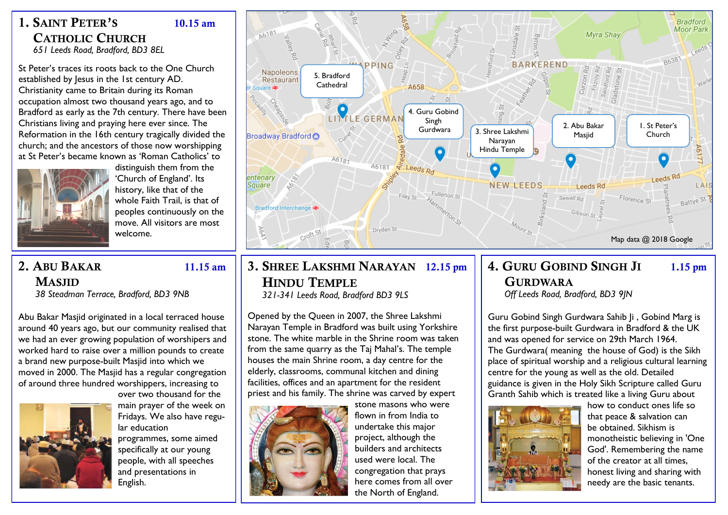## 1. Saint Peter's Catholic Church — 10.15 am

*651 Leeds Road, Bradford, BD3 8EL*

St Peter's traces its roots back to the One Church established by Jesus in the 1st century AD. Christianity came to Britain during its Roman occupation almost two thousand years ago, and to Bradford as early as the 7th century. There have been Christians living and praying here ever since. The Reformation in the 16th century tragically divided the church; and the ancestors of those now worshipping at St Peter's became known as 'Roman Catholics' to distinguish them from the 'Church of England'. Its history, like that of the whole Faith Trail, is that of peoples continuously on the move. All visitors are most welcome.

5. Bradford Cathedral

4. Guru Gobind Singh Gurdwara

3. Shree Lakshmi Narayan Hindu Temple

2. Abu Bakar Masjid

1. St Peter's Church

Map data @ 2018 Google

## 2. Abu Bakar Masjid — 11.15 am

*38 Steadman Terrace, Bradford, BD3 9NB*

Abu Bakar Masjid originated in a local terraced house around 40 years ago, but our community realised that we had an ever growing population of worshipers and worked hard to raise over a million pounds to create a brand new purpose-built Masjid into which we moved in 2000. The Masjid has a regular congregation of around three hundred worshippers, increasing to over two thousand for the main prayer of the week on Fridays. We also have regular education programmes, some aimed specifically at our young people, with all speeches and presentations in English.

## 3. Shree Lakshmi Narayan Hindu Temple — 12.15 pm

*321-341 Leeds Road, Bradford BD3 9LS*

Opened by the Queen in 2007, the Shree Lakshmi Narayan Temple in Bradford was built using Yorkshire stone. The white marble in the Shrine room was taken from the same quarry as the Taj Mahal's. The temple houses the main Shrine room, a day centre for the elderly, classrooms, communal kitchen and dining facilities, offices and an apartment for the resident priest and his family. The shrine was carved by expert stone masons who were flown in from India to undertake this major project, although the builders and architects used were local. The congregation that prays here comes from all over the North of England.

## 4. Guru Gobind Singh Ji Gurdwara — 1.15 pm

*Off Leeds Road, Bradford, BD3 9JN*

Guru Gobind Singh Gurdwara Sahib Ji , Gobind Marg is the first purpose-built Gurdwara in Bradford & the UK and was opened for service on 29th March 1964. The Gurdwara( meaning the house of God) is the Sikh place of spiritual worship and a religious cultural learning centre for the young as well as the old. Detailed guidance is given in the Holy Sikh Scripture called Guru Granth Sahib which is treated like a living Guru about how to conduct ones life so that peace & salvation can be obtained. Sikhism is monotheistic believing in 'One God'. Remembering the name of the creator at all times, honest living and sharing with needy are the basic tenants.